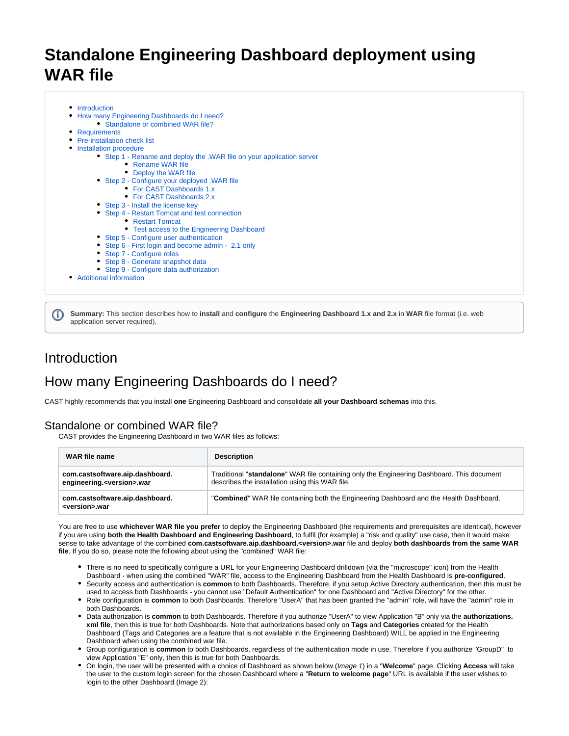# Standalone Engineering Dashboard deployment using WAR file

- Introduction
- How many Engineering Dashboards do I need?
  - Standalone or combined WAR file?
- Requirements
- Pre-installation check list
- Installation procedure
  - Step 1 - Rename and deploy the .WAR file on your application server
    - Rename WAR file
    - Deploy the WAR file
  - Step 2 - Configure your deployed .WAR file
    - For CAST Dashboards 1.x
    - For CAST Dashboards 2.x
  - Step 3 - Install the license key
  - Step 4 - Restart Tomcat and test connection
    - Restart Tomcat
    - Test access to the Engineering Dashboard
  - Step 5 - Configure user authentication
  - Step 6 - First login and become admin - 2.1 only
  - Step 7 - Configure roles
  - Step 8 - Generate snapshot data
  - Step 9 - Configure data authorization
- Additional information

**Summary:** This section describes how to **install** and **configure** the **Engineering Dashboard 1.x and 2.x** in **WAR** file format (i.e. web application server required).

## Introduction

## How many Engineering Dashboards do I need?

CAST highly recommends that you install **one** Engineering Dashboard and consolidate **all your Dashboard schemas** into this.

### Standalone or combined WAR file?

CAST provides the Engineering Dashboard in two WAR files as follows:

| WAR file name | Description |
|---|---|
| **com.castsoftware.aip.dashboard.engineering.<version>.war** | Traditional "**standalone**" WAR file containing only the Engineering Dashboard. This document describes the installation using this WAR file. |
| **com.castsoftware.aip.dashboard.<version>.war** | "**Combined**" WAR file containing both the Engineering Dashboard and the Health Dashboard. |

You are free to use **whichever WAR file you prefer** to deploy the Engineering Dashboard (the requirements and prerequisites are identical), however if you are using **both the Health Dashboard and Engineering Dashboard**, to fulfil (for example) a "risk and quality" use case, then it would make sense to take advantage of the combined **com.castsoftware.aip.dashboard.<version>.war** file and deploy **both dashboards from the same WAR file**. If you do so, please note the following about using the "combined" WAR file:

- There is no need to specifically configure a URL for your Engineering Dashboard drilldown (via the "microscope" icon) from the Health Dashboard - when using the combined "WAR" file, access to the Engineering Dashboard from the Health Dashboard is **pre-configured**.
- Security access and authentication is **common** to both Dashboards. Therefore, if you setup Active Directory authentication, then this must be used to access both Dashboards - you cannot use "Default Authentication" for one Dashboard and "Active Directory" for the other.
- Role configuration is **common** to both Dashboards. Therefore "UserA" that has been granted the "admin" role, will have the "admin" role in both Dashboards.
- Data authorization is **common** to both Dashboards. Therefore if you authorize "UserA" to view Application "B" only via the **authorizations.xml file**, then this is true for both Dashboards. Note that authorizations based only on **Tags** and **Categories** created for the Health Dashboard (Tags and Categories are a feature that is not available in the Engineering Dashboard) WILL be applied in the Engineering Dashboard when using the combined war file.
- Group configuration is **common** to both Dashboards, regardless of the authentication mode in use. Therefore if you authorize "GroupD" to view Application "E" only, then this is true for both Dashboards.
- On login, the user will be presented with a choice of Dashboard as shown below (*Image 1*) in a "**Welcome**" page. Clicking **Access** will take the user to the custom login screen for the chosen Dashboard where a "**Return to welcome page**" URL is available if the user wishes to login to the other Dashboard (Image 2):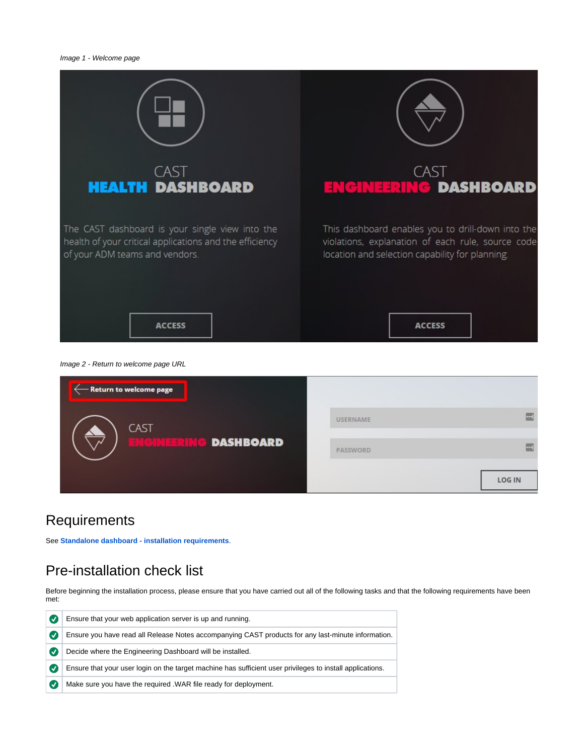*Image 1 - Welcome page*

*Image 2 - Return to welcome page URL*

# Requirements

See **Standalone dashboard - installation requirements**.

# Pre-installation check list

Before beginning the installation process, please ensure that you have carried out all of the following tasks and that the following requirements have been met:

| | |
|---|---|
| ✅ | Ensure that your web application server is up and running. |
| ✅ | Ensure you have read all Release Notes accompanying CAST products for any last-minute information. |
| ✅ | Decide where the Engineering Dashboard will be installed. |
| ✅ | Ensure that your user login on the target machine has sufficient user privileges to install applications. |
| ✅ | Make sure you have the required .WAR file ready for deployment. |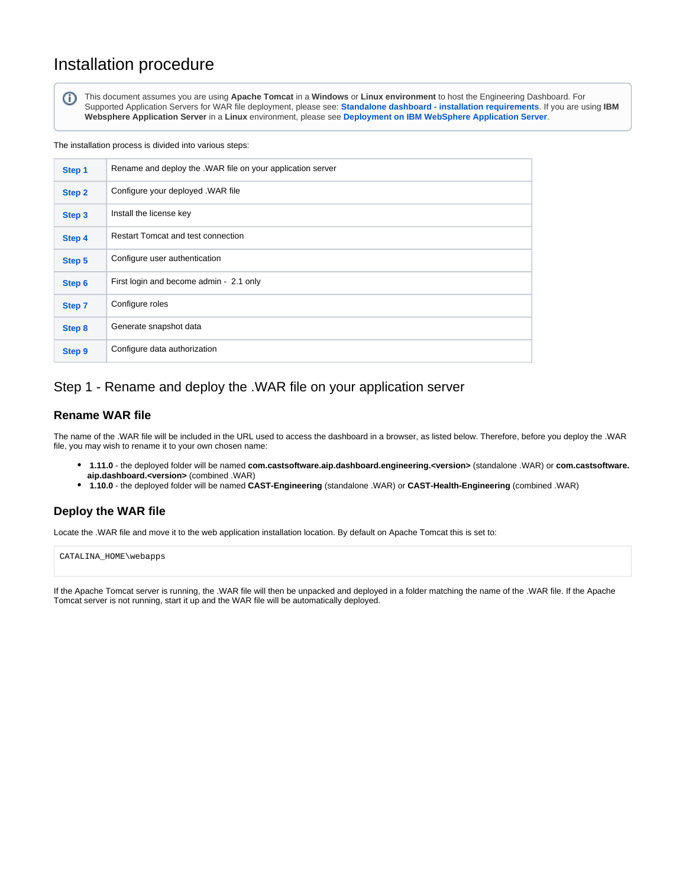# Installation procedure

ⓘ This document assumes you are using **Apache Tomcat** in a **Windows** or **Linux environment** to host the Engineering Dashboard. For Supported Application Servers for WAR file deployment, please see: **Standalone dashboard - installation requirements**. If you are using **IBM Websphere Application Server** in a **Linux** environment, please see **Deployment on IBM WebSphere Application Server**.

The installation process is divided into various steps:

| | |
|---|---|
| **Step 1** | Rename and deploy the .WAR file on your application server |
| **Step 2** | Configure your deployed .WAR file |
| **Step 3** | Install the license key |
| **Step 4** | Restart Tomcat and test connection |
| **Step 5** | Configure user authentication |
| **Step 6** | First login and become admin - 2.1 only |
| **Step 7** | Configure roles |
| **Step 8** | Generate snapshot data |
| **Step 9** | Configure data authorization |

## Step 1 - Rename and deploy the .WAR file on your application server

### Rename WAR file

The name of the .WAR file will be included in the URL used to access the dashboard in a browser, as listed below. Therefore, before you deploy the .WAR file, you may wish to rename it to your own chosen name:

- **1.11.0** - the deployed folder will be named **com.castsoftware.aip.dashboard.engineering.<version>** (standalone .WAR) or **com.castsoftware.aip.dashboard.<version>** (combined .WAR)
- **1.10.0** - the deployed folder will be named **CAST-Engineering** (standalone .WAR) or **CAST-Health-Engineering** (combined .WAR)

### Deploy the WAR file

Locate the .WAR file and move it to the web application installation location. By default on Apache Tomcat this is set to:

```
CATALINA_HOME\webapps
```

If the Apache Tomcat server is running, the .WAR file will then be unpacked and deployed in a folder matching the name of the .WAR file. If the Apache Tomcat server is not running, start it up and the WAR file will be automatically deployed.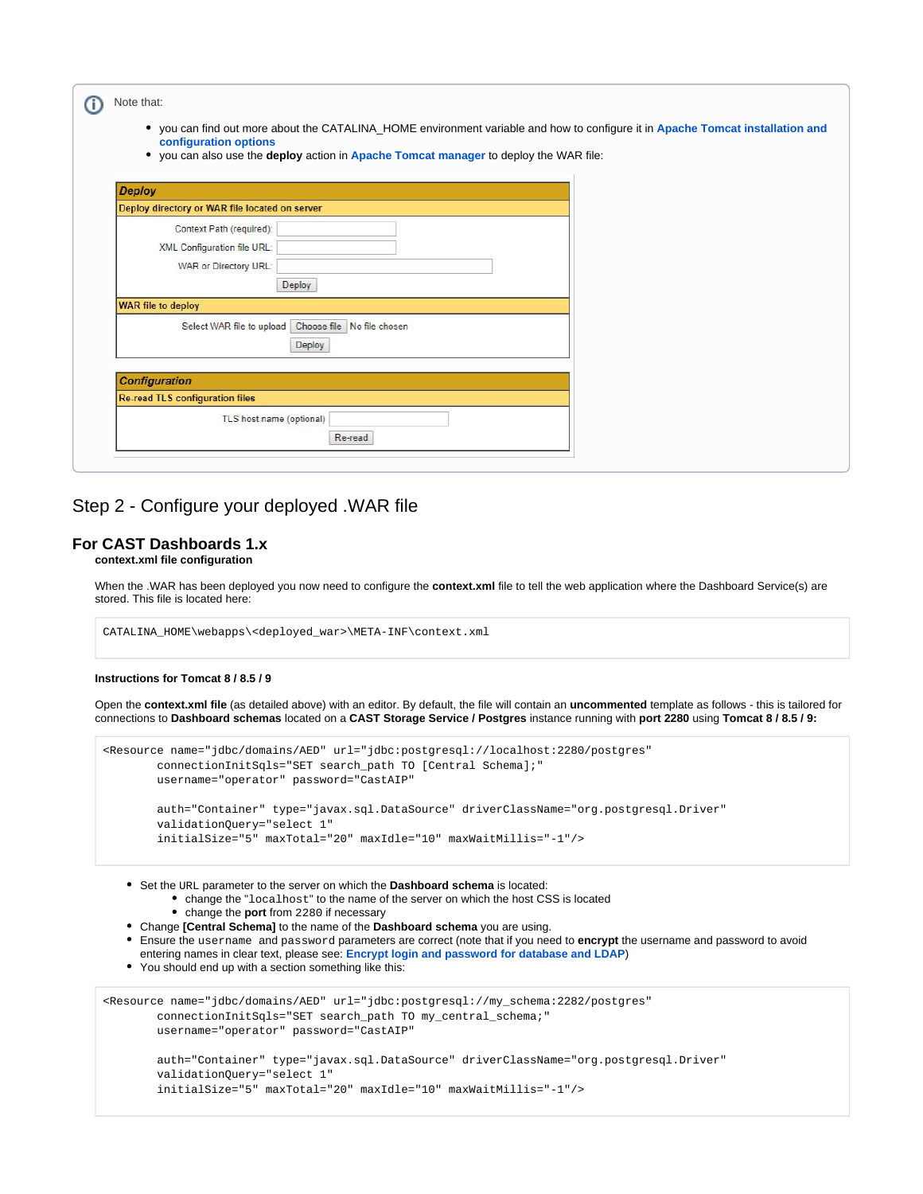Note that:

- you can find out more about the CATALINA_HOME environment variable and how to configure it in **Apache Tomcat installation and configuration options**
- you can also use the **deploy** action in **Apache Tomcat manager** to deploy the WAR file:

| *Deploy* | |
|---|---|
| **Deploy directory or WAR file located on server** | |
| Context Path (required): | |
| XML Configuration file URL: | |
| WAR or Directory URL: | |
| | Deploy |
| **WAR file to deploy** | |
| Select WAR file to upload | Choose file No file chosen |
| | Deploy |

| *Configuration* | |
|---|---|
| **Re-read TLS configuration files** | |
| TLS host name (optional) | |
| | Re-read |

## Step 2 - Configure your deployed .WAR file

### For CAST Dashboards 1.x

**context.xml file configuration**

When the .WAR has been deployed you now need to configure the **context.xml** file to tell the web application where the Dashboard Service(s) are stored. This file is located here:

```
CATALINA_HOME\webapps\<deployed_war>\META-INF\context.xml
```

**Instructions for Tomcat 8 / 8.5 / 9**

Open the **context.xml file** (as detailed above) with an editor. By default, the file will contain an **uncommented** template as follows - this is tailored for connections to **Dashboard schemas** located on a **CAST Storage Service / Postgres** instance running with **port 2280** using **Tomcat 8 / 8.5 / 9:**

```
<Resource name="jdbc/domains/AED" url="jdbc:postgresql://localhost:2280/postgres"
        connectionInitSqls="SET search_path TO [Central Schema];"
        username="operator" password="CastAIP"

        auth="Container" type="javax.sql.DataSource" driverClassName="org.postgresql.Driver"
        validationQuery="select 1"
        initialSize="5" maxTotal="20" maxIdle="10" maxWaitMillis="-1"/>
```

- Set the URL parameter to the server on which the **Dashboard schema** is located:
  - change the "`localhost`" to the name of the server on which the host CSS is located
  - change the **port** from 2280 if necessary
- Change **[Central Schema]** to the name of the **Dashboard schema** you are using.
- Ensure the `username` and `password` parameters are correct (note that if you need to **encrypt** the username and password to avoid entering names in clear text, please see: **Encrypt login and password for database and LDAP**)
- You should end up with a section something like this:

```
<Resource name="jdbc/domains/AED" url="jdbc:postgresql://my_schema:2282/postgres"
        connectionInitSqls="SET search_path TO my_central_schema;"
        username="operator" password="CastAIP"

        auth="Container" type="javax.sql.DataSource" driverClassName="org.postgresql.Driver"
        validationQuery="select 1"
        initialSize="5" maxTotal="20" maxIdle="10" maxWaitMillis="-1"/>
```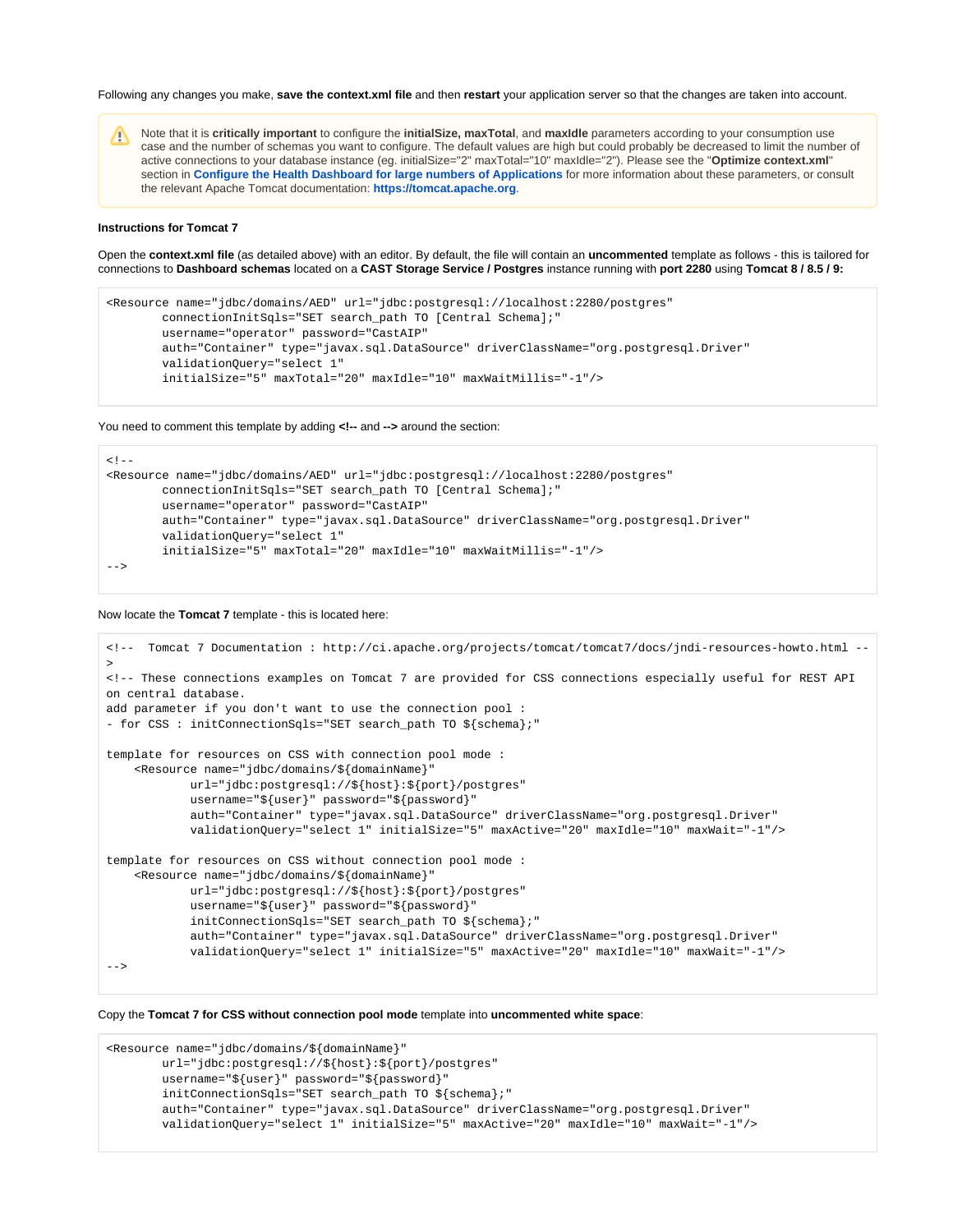Following any changes you make, **save the context.xml file** and then **restart** your application server so that the changes are taken into account.

> ⚠ Note that it is **critically important** to configure the **initialSize, maxTotal**, and **maxIdle** parameters according to your consumption use case and the number of schemas you want to configure. The default values are high but could probably be decreased to limit the number of active connections to your database instance (eg. initialSize="2" maxTotal="10" maxIdle="2"). Please see the "**Optimize context.xml**" section in **Configure the Health Dashboard for large numbers of Applications** for more information about these parameters, or consult the relevant Apache Tomcat documentation: **https://tomcat.apache.org**.

**Instructions for Tomcat 7**

Open the **context.xml file** (as detailed above) with an editor. By default, the file will contain an **uncommented** template as follows - this is tailored for connections to **Dashboard schemas** located on a **CAST Storage Service / Postgres** instance running with **port 2280** using **Tomcat 8 / 8.5 / 9:**

```
<Resource name="jdbc/domains/AED" url="jdbc:postgresql://localhost:2280/postgres"
        connectionInitSqls="SET search_path TO [Central Schema];"
        username="operator" password="CastAIP"
        auth="Container" type="javax.sql.DataSource" driverClassName="org.postgresql.Driver"
        validationQuery="select 1"
        initialSize="5" maxTotal="20" maxIdle="10" maxWaitMillis="-1"/>
```

You need to comment this template by adding **<!--** and **-->** around the section:

```
<!--
<Resource name="jdbc/domains/AED" url="jdbc:postgresql://localhost:2280/postgres"
        connectionInitSqls="SET search_path TO [Central Schema];"
        username="operator" password="CastAIP"
        auth="Container" type="javax.sql.DataSource" driverClassName="org.postgresql.Driver"
        validationQuery="select 1"
        initialSize="5" maxTotal="20" maxIdle="10" maxWaitMillis="-1"/>
-->
```

Now locate the **Tomcat 7** template - this is located here:

```
<!--  Tomcat 7 Documentation : http://ci.apache.org/projects/tomcat/tomcat7/docs/jndi-resources-howto.html --
>
<!-- These connections examples on Tomcat 7 are provided for CSS connections especially useful for REST API
on central database.
add parameter if you don't want to use the connection pool :
- for CSS : initConnectionSqls="SET search_path TO ${schema};"

template for resources on CSS with connection pool mode :
    <Resource name="jdbc/domains/${domainName}"
            url="jdbc:postgresql://${host}:${port}/postgres"
            username="${user}" password="${password}"
            auth="Container" type="javax.sql.DataSource" driverClassName="org.postgresql.Driver"
            validationQuery="select 1" initialSize="5" maxActive="20" maxIdle="10" maxWait="-1"/>

template for resources on CSS without connection pool mode :
    <Resource name="jdbc/domains/${domainName}"
            url="jdbc:postgresql://${host}:${port}/postgres"
            username="${user}" password="${password}"
            initConnectionSqls="SET search_path TO ${schema};"
            auth="Container" type="javax.sql.DataSource" driverClassName="org.postgresql.Driver"
            validationQuery="select 1" initialSize="5" maxActive="20" maxIdle="10" maxWait="-1"/>
-->
```

Copy the **Tomcat 7 for CSS without connection pool mode** template into **uncommented white space**:

```
<Resource name="jdbc/domains/${domainName}"
        url="jdbc:postgresql://${host}:${port}/postgres"
        username="${user}" password="${password}"
        initConnectionSqls="SET search_path TO ${schema};"
        auth="Container" type="javax.sql.DataSource" driverClassName="org.postgresql.Driver"
        validationQuery="select 1" initialSize="5" maxActive="20" maxIdle="10" maxWait="-1"/>
```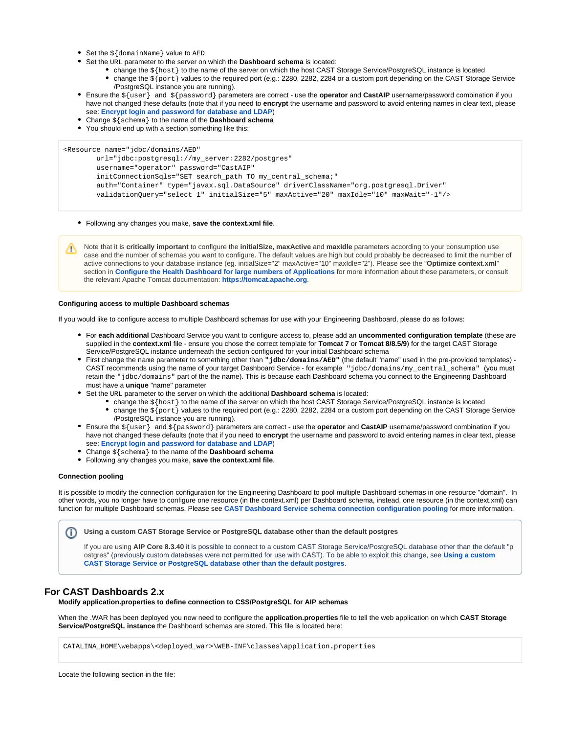- Set the `${domainName}` value to AED
- Set the URL parameter to the server on which the **Dashboard schema** is located:
  - change the `${host}` to the name of the server on which the host CAST Storage Service/PostgreSQL instance is located
  - change the `${port}` values to the required port (e.g.: 2280, 2282, 2284 or a custom port depending on the CAST Storage Service /PostgreSQL instance you are running).
- Ensure the `${user}` and `${password}` parameters are correct - use the **operator** and **CastAIP** username/password combination if you have not changed these defaults (note that if you need to **encrypt** the username and password to avoid entering names in clear text, please see: **Encrypt login and password for database and LDAP**)
- Change `${schema}` to the name of the **Dashboard schema**
- You should end up with a section something like this:

```
<Resource name="jdbc/domains/AED"
        url="jdbc:postgresql://my_server:2282/postgres"
        username="operator" password="CastAIP"
        initConnectionSqls="SET search_path TO my_central_schema;"
        auth="Container" type="javax.sql.DataSource" driverClassName="org.postgresql.Driver"
        validationQuery="select 1" initialSize="5" maxActive="20" maxIdle="10" maxWait="-1"/>
```

- Following any changes you make, **save the context.xml file**.

> Note that it is **critically important** to configure the **initialSize, maxActive** and **maxIdle** parameters according to your consumption use case and the number of schemas you want to configure. The default values are high but could probably be decreased to limit the number of active connections to your database instance (eg. initialSize="2" maxActive="10" maxIdle="2"). Please see the "**Optimize context.xml**" section in **Configure the Health Dashboard for large numbers of Applications** for more information about these parameters, or consult the relevant Apache Tomcat documentation: **https://tomcat.apache.org**.

#### Configuring access to multiple Dashboard schemas

If you would like to configure access to multiple Dashboard schemas for use with your Engineering Dashboard, please do as follows:

- For **each additional** Dashboard Service you want to configure access to, please add an **uncommented configuration template** (these are supplied in the **context.xml** file - ensure you chose the correct template for **Tomcat 7** or **Tomcat 8/8.5/9**) for the target CAST Storage Service/PostgreSQL instance underneath the section configured for your initial Dashboard schema
- First change the name parameter to something other than **"jdbc/domains/AED"** (the default "name" used in the pre-provided templates) - CAST recommends using the name of your target Dashboard Service - for example `"jdbc/domains/my_central_schema"` (you must retain the `"jdbc/domains"` part of the the name). This is because each Dashboard schema you connect to the Engineering Dashboard must have a **unique** "name" parameter
- Set the URL parameter to the server on which the additional **Dashboard schema** is located:
  - change the `${host}` to the name of the server on which the host CAST Storage Service/PostgreSQL instance is located
  - change the `${port}` values to the required port (e.g.: 2280, 2282, 2284 or a custom port depending on the CAST Storage Service /PostgreSQL instance you are running).
- Ensure the `${user}` and `${password}` parameters are correct - use the **operator** and **CastAIP** username/password combination if you have not changed these defaults (note that if you need to **encrypt** the username and password to avoid entering names in clear text, please see: **Encrypt login and password for database and LDAP**)
- Change `${schema}` to the name of the **Dashboard schema**
- Following any changes you make, **save the context.xml file**.

#### Connection pooling

It is possible to modify the connection configuration for the Engineering Dashboard to pool multiple Dashboard schemas in one resource "domain". In other words, you no longer have to configure one resource (in the context.xml) per Dashboard schema, instead, one resource (in the context.xml) can function for multiple Dashboard schemas. Please see **CAST Dashboard Service schema connection configuration pooling** for more information.

> **Using a custom CAST Storage Service or PostgreSQL database other than the default postgres**
>
> If you are using **AIP Core 8.3.40** it is possible to connect to a custom CAST Storage Service/PostgreSQL database other than the default "postgres" (previously custom databases were not permitted for use with CAST). To be able to exploit this change, see **Using a custom CAST Storage Service or PostgreSQL database other than the default postgres**.

## For CAST Dashboards 2.x

#### Modify application.properties to define connection to CSS/PostgreSQL for AIP schemas

When the .WAR has been deployed you now need to configure the **application.properties** file to tell the web application on which **CAST Storage Service/PostgreSQL instance** the Dashboard schemas are stored. This file is located here:

```
CATALINA_HOME\webapps\<deployed_war>\WEB-INF\classes\application.properties
```

Locate the following section in the file: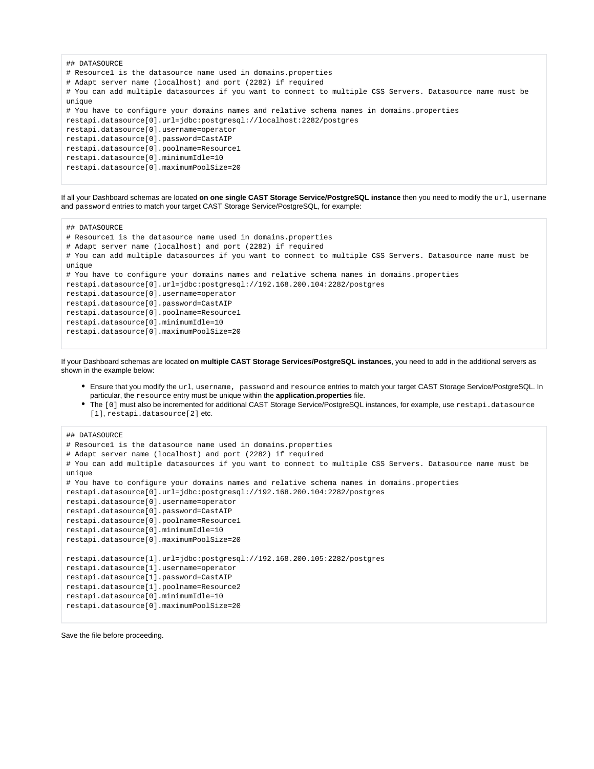```
## DATASOURCE
# Resource1 is the datasource name used in domains.properties
# Adapt server name (localhost) and port (2282) if required
# You can add multiple datasources if you want to connect to multiple CSS Servers. Datasource name must be unique
# You have to configure your domains names and relative schema names in domains.properties
restapi.datasource[0].url=jdbc:postgresql://localhost:2282/postgres
restapi.datasource[0].username=operator
restapi.datasource[0].password=CastAIP
restapi.datasource[0].poolname=Resource1
restapi.datasource[0].minimumIdle=10
restapi.datasource[0].maximumPoolSize=20
```

If all your Dashboard schemas are located **on one single CAST Storage Service/PostgreSQL instance** then you need to modify the `url`, `username` and `password` entries to match your target CAST Storage Service/PostgreSQL, for example:

```
## DATASOURCE
# Resource1 is the datasource name used in domains.properties
# Adapt server name (localhost) and port (2282) if required
# You can add multiple datasources if you want to connect to multiple CSS Servers. Datasource name must be unique
# You have to configure your domains names and relative schema names in domains.properties
restapi.datasource[0].url=jdbc:postgresql://192.168.200.104:2282/postgres
restapi.datasource[0].username=operator
restapi.datasource[0].password=CastAIP
restapi.datasource[0].poolname=Resource1
restapi.datasource[0].minimumIdle=10
restapi.datasource[0].maximumPoolSize=20
```

If your Dashboard schemas are located **on multiple CAST Storage Services/PostgreSQL instances**, you need to add in the additional servers as shown in the example below:

- Ensure that you modify the `url`, `username`, `password` and `resource` entries to match your target CAST Storage Service/PostgreSQL. In particular, the `resource` entry must be unique within the **application.properties** file.
- The `[0]` must also be incremented for additional CAST Storage Service/PostgreSQL instances, for example, use `restapi.datasource[1]`, `restapi.datasource[2]` etc.

```
## DATASOURCE
# Resource1 is the datasource name used in domains.properties
# Adapt server name (localhost) and port (2282) if required
# You can add multiple datasources if you want to connect to multiple CSS Servers. Datasource name must be unique
# You have to configure your domains names and relative schema names in domains.properties
restapi.datasource[0].url=jdbc:postgresql://192.168.200.104:2282/postgres
restapi.datasource[0].username=operator
restapi.datasource[0].password=CastAIP
restapi.datasource[0].poolname=Resource1
restapi.datasource[0].minimumIdle=10
restapi.datasource[0].maximumPoolSize=20

restapi.datasource[1].url=jdbc:postgresql://192.168.200.105:2282/postgres
restapi.datasource[1].username=operator
restapi.datasource[1].password=CastAIP
restapi.datasource[1].poolname=Resource2
restapi.datasource[0].minimumIdle=10
restapi.datasource[0].maximumPoolSize=20
```

Save the file before proceeding.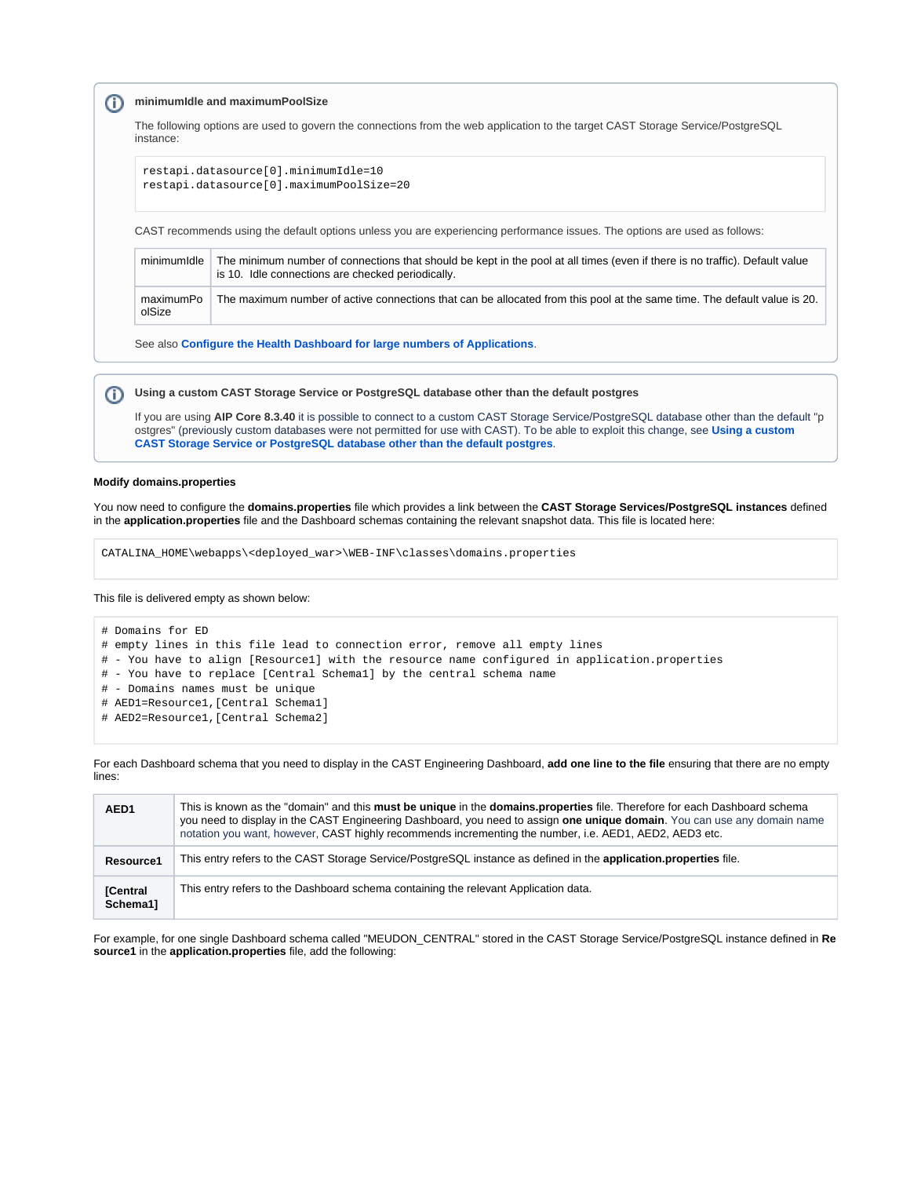**minimumIdle and maximumPoolSize**

The following options are used to govern the connections from the web application to the target CAST Storage Service/PostgreSQL instance:

```
restapi.datasource[0].minimumIdle=10
restapi.datasource[0].maximumPoolSize=20
```

CAST recommends using the default options unless you are experiencing performance issues. The options are used as follows:

| minimumIdle | The minimum number of connections that should be kept in the pool at all times (even if there is no traffic). Default value is 10. Idle connections are checked periodically. |
|---|---|
| maximumPoolSize | The maximum number of active connections that can be allocated from this pool at the same time. The default value is 20. |

See also **Configure the Health Dashboard for large numbers of Applications**.

**Using a custom CAST Storage Service or PostgreSQL database other than the default postgres**

If you are using **AIP Core 8.3.40** it is possible to connect to a custom CAST Storage Service/PostgreSQL database other than the default "postgres" (previously custom databases were not permitted for use with CAST). To be able to exploit this change, see **Using a custom CAST Storage Service or PostgreSQL database other than the default postgres**.

#### Modify domains.properties

You now need to configure the **domains.properties** file which provides a link between the **CAST Storage Services/PostgreSQL instances** defined in the **application.properties** file and the Dashboard schemas containing the relevant snapshot data. This file is located here:

```
CATALINA_HOME\webapps\<deployed_war>\WEB-INF\classes\domains.properties
```

This file is delivered empty as shown below:

```
# Domains for ED
# empty lines in this file lead to connection error, remove all empty lines
# - You have to align [Resource1] with the resource name configured in application.properties
# - You have to replace [Central Schema1] by the central schema name
# - Domains names must be unique
# AED1=Resource1,[Central Schema1]
# AED2=Resource1,[Central Schema2]
```

For each Dashboard schema that you need to display in the CAST Engineering Dashboard, **add one line to the file** ensuring that there are no empty lines:

| **AED1** | This is known as the "domain" and this **must be unique** in the **domains.properties** file. Therefore for each Dashboard schema you need to display in the CAST Engineering Dashboard, you need to assign **one unique domain**. You can use any domain name notation you want, however, CAST highly recommends incrementing the number, i.e. AED1, AED2, AED3 etc. |
|---|---|
| **Resource1** | This entry refers to the CAST Storage Service/PostgreSQL instance as defined in the **application.properties** file. |
| **[Central Schema1]** | This entry refers to the Dashboard schema containing the relevant Application data. |

For example, for one single Dashboard schema called "MEUDON_CENTRAL" stored in the CAST Storage Service/PostgreSQL instance defined in **Resource1** in the **application.properties** file, add the following: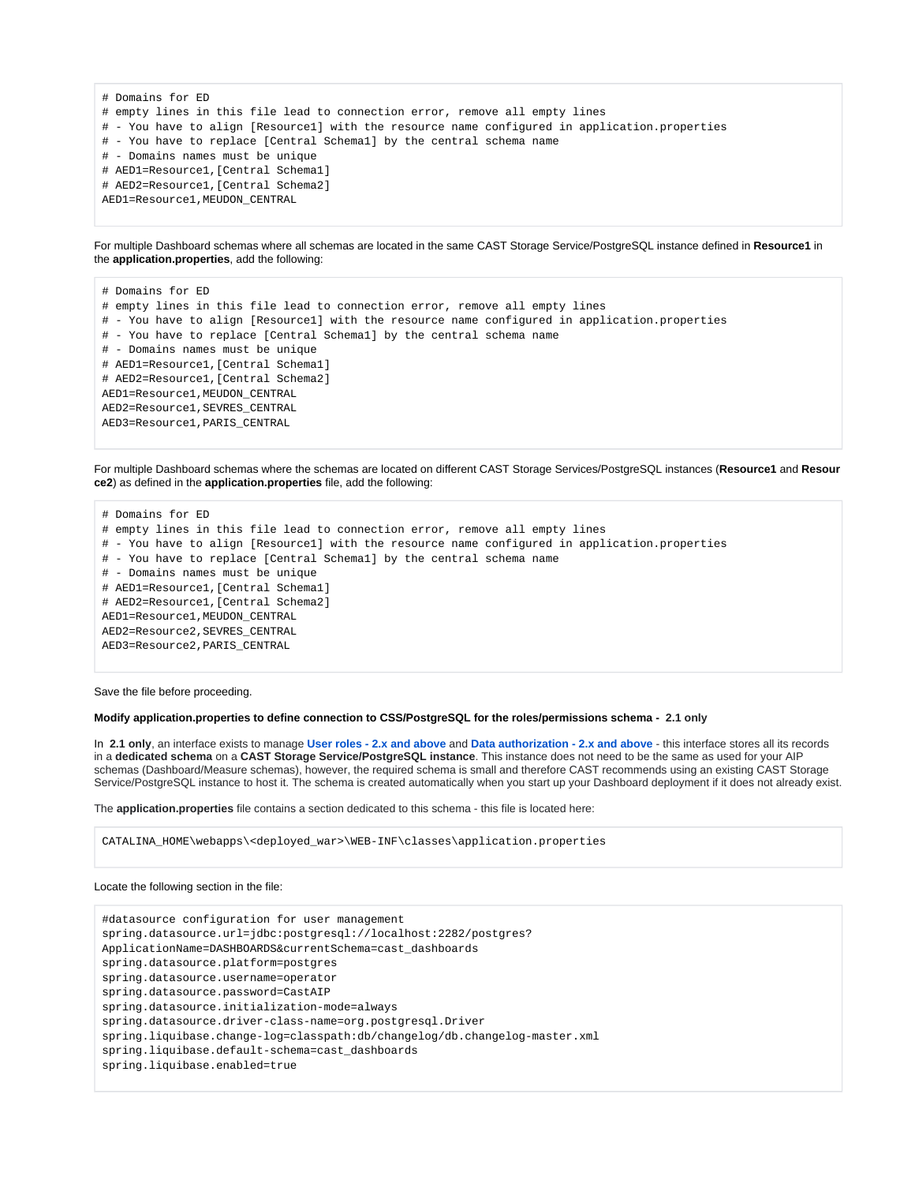```
# Domains for ED
# empty lines in this file lead to connection error, remove all empty lines
# - You have to align [Resource1] with the resource name configured in application.properties
# - You have to replace [Central Schema1] by the central schema name
# - Domains names must be unique
# AED1=Resource1,[Central Schema1]
# AED2=Resource1,[Central Schema2]
AED1=Resource1,MEUDON_CENTRAL
```

For multiple Dashboard schemas where all schemas are located in the same CAST Storage Service/PostgreSQL instance defined in **Resource1** in the **application.properties**, add the following:

```
# Domains for ED
# empty lines in this file lead to connection error, remove all empty lines
# - You have to align [Resource1] with the resource name configured in application.properties
# - You have to replace [Central Schema1] by the central schema name
# - Domains names must be unique
# AED1=Resource1,[Central Schema1]
# AED2=Resource1,[Central Schema2]
AED1=Resource1,MEUDON_CENTRAL
AED2=Resource1,SEVRES_CENTRAL
AED3=Resource1,PARIS_CENTRAL
```

For multiple Dashboard schemas where the schemas are located on different CAST Storage Services/PostgreSQL instances (**Resource1** and **Resource2**) as defined in the **application.properties** file, add the following:

```
# Domains for ED
# empty lines in this file lead to connection error, remove all empty lines
# - You have to align [Resource1] with the resource name configured in application.properties
# - You have to replace [Central Schema1] by the central schema name
# - Domains names must be unique
# AED1=Resource1,[Central Schema1]
# AED2=Resource1,[Central Schema2]
AED1=Resource1,MEUDON_CENTRAL
AED2=Resource2,SEVRES_CENTRAL
AED3=Resource2,PARIS_CENTRAL
```

Save the file before proceeding.

**Modify application.properties to define connection to CSS/PostgreSQL for the roles/permissions schema - 2.1 only**

In **2.1 only**, an interface exists to manage **User roles - 2.x and above** and **Data authorization - 2.x and above** - this interface stores all its records in a **dedicated schema** on a **CAST Storage Service/PostgreSQL instance**. This instance does not need to be the same as used for your AIP schemas (Dashboard/Measure schemas), however, the required schema is small and therefore CAST recommends using an existing CAST Storage Service/PostgreSQL instance to host it. The schema is created automatically when you start up your Dashboard deployment if it does not already exist.

The **application.properties** file contains a section dedicated to this schema - this file is located here:

```
CATALINA_HOME\webapps\<deployed_war>\WEB-INF\classes\application.properties
```

Locate the following section in the file:

```
#datasource configuration for user management
spring.datasource.url=jdbc:postgresql://localhost:2282/postgres?
ApplicationName=DASHBOARDS&currentSchema=cast_dashboards
spring.datasource.platform=postgres
spring.datasource.username=operator
spring.datasource.password=CastAIP
spring.datasource.initialization-mode=always
spring.datasource.driver-class-name=org.postgresql.Driver
spring.liquibase.change-log=classpath:db/changelog/db.changelog-master.xml
spring.liquibase.default-schema=cast_dashboards
spring.liquibase.enabled=true
```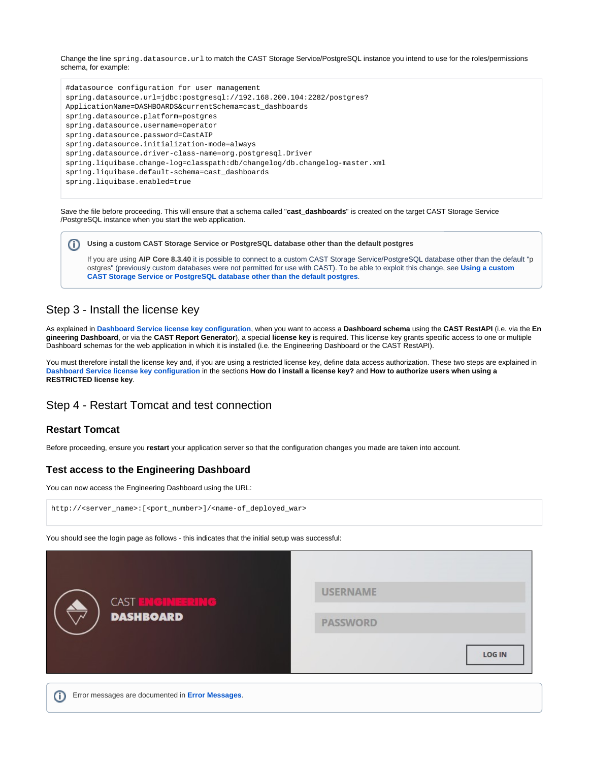Change the line `spring.datasource.url` to match the CAST Storage Service/PostgreSQL instance you intend to use for the roles/permissions schema, for example:

```
#datasource configuration for user management
spring.datasource.url=jdbc:postgresql://192.168.200.104:2282/postgres?
ApplicationName=DASHBOARDS&currentSchema=cast_dashboards
spring.datasource.platform=postgres
spring.datasource.username=operator
spring.datasource.password=CastAIP
spring.datasource.initialization-mode=always
spring.datasource.driver-class-name=org.postgresql.Driver
spring.liquibase.change-log=classpath:db/changelog/db.changelog-master.xml
spring.liquibase.default-schema=cast_dashboards
spring.liquibase.enabled=true
```

Save the file before proceeding. This will ensure that a schema called "**cast_dashboards**" is created on the target CAST Storage Service /PostgreSQL instance when you start the web application.

> **Using a custom CAST Storage Service or PostgreSQL database other than the default postgres**
>
> If you are using **AIP Core 8.3.40** it is possible to connect to a custom CAST Storage Service/PostgreSQL database other than the default "postgres" (previously custom databases were not permitted for use with CAST). To be able to exploit this change, see **Using a custom CAST Storage Service or PostgreSQL database other than the default postgres**.

## Step 3 - Install the license key

As explained in **Dashboard Service license key configuration**, when you want to access a **Dashboard schema** using the **CAST RestAPI** (i.e. via the **Engineering Dashboard**, or via the **CAST Report Generator**), a special **license key** is required. This license key grants specific access to one or multiple Dashboard schemas for the web application in which it is installed (i.e. the Engineering Dashboard or the CAST RestAPI).

You must therefore install the license key and, if you are using a restricted license key, define data access authorization. These two steps are explained in **Dashboard Service license key configuration** in the sections **How do I install a license key?** and **How to authorize users when using a RESTRICTED license key**.

## Step 4 - Restart Tomcat and test connection

### Restart Tomcat

Before proceeding, ensure you **restart** your application server so that the configuration changes you made are taken into account.

### Test access to the Engineering Dashboard

You can now access the Engineering Dashboard using the URL:

```
http://<server_name>:[<port_number>]/<name-of_deployed_war>
```

You should see the login page as follows - this indicates that the initial setup was successful:

> Error messages are documented in **Error Messages**.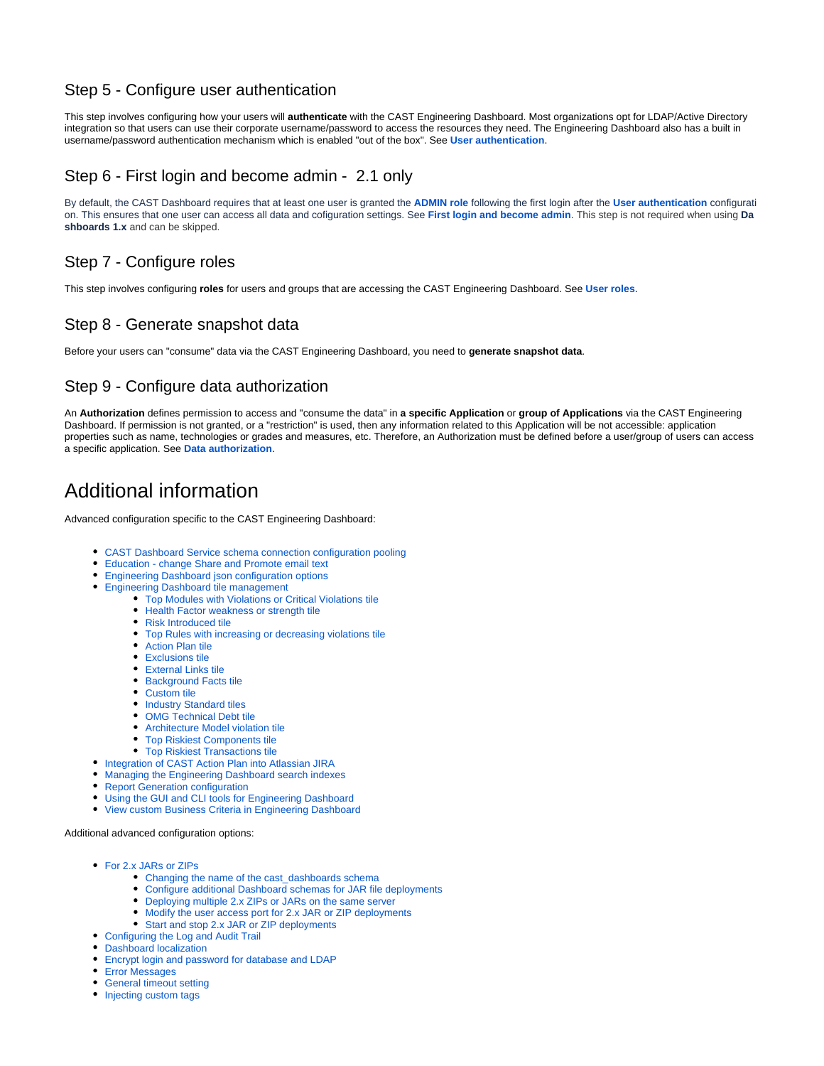## Step 5 - Configure user authentication

This step involves configuring how your users will **authenticate** with the CAST Engineering Dashboard. Most organizations opt for LDAP/Active Directory integration so that users can use their corporate username/password to access the resources they need. The Engineering Dashboard also has a built in username/password authentication mechanism which is enabled "out of the box". See **User authentication**.

## Step 6 - First login and become admin - 2.1 only

By default, the CAST Dashboard requires that at least one user is granted the **ADMIN role** following the first login after the **User authentication** configuration. This ensures that one user can access all data and cofiguration settings. See **First login and become admin**. This step is not required when using **Dashboards 1.x** and can be skipped.

## Step 7 - Configure roles

This step involves configuring **roles** for users and groups that are accessing the CAST Engineering Dashboard. See **User roles**.

## Step 8 - Generate snapshot data

Before your users can "consume" data via the CAST Engineering Dashboard, you need to **generate snapshot data**.

## Step 9 - Configure data authorization

An **Authorization** defines permission to access and "consume the data" in **a specific Application** or **group of Applications** via the CAST Engineering Dashboard. If permission is not granted, or a "restriction" is used, then any information related to this Application will be not accessible: application properties such as name, technologies or grades and measures, etc. Therefore, an Authorization must be defined before a user/group of users can access a specific application. See **Data authorization**.

# Additional information

Advanced configuration specific to the CAST Engineering Dashboard:

- CAST Dashboard Service schema connection configuration pooling
- Education - change Share and Promote email text
- Engineering Dashboard json configuration options
- Engineering Dashboard tile management
  - Top Modules with Violations or Critical Violations tile
  - Health Factor weakness or strength tile
  - Risk Introduced tile
  - Top Rules with increasing or decreasing violations tile
  - Action Plan tile
  - Exclusions tile
  - External Links tile
  - Background Facts tile
  - Custom tile
  - Industry Standard tiles
  - OMG Technical Debt tile
  - Architecture Model violation tile
  - Top Riskiest Components tile
  - Top Riskiest Transactions tile
- Integration of CAST Action Plan into Atlassian JIRA
- Managing the Engineering Dashboard search indexes
- Report Generation configuration
- Using the GUI and CLI tools for Engineering Dashboard
- View custom Business Criteria in Engineering Dashboard

Additional advanced configuration options:

- For 2.x JARs or ZIPs
  - Changing the name of the cast_dashboards schema
  - Configure additional Dashboard schemas for JAR file deployments
  - Deploying multiple 2.x ZIPs or JARs on the same server
  - Modify the user access port for 2.x JAR or ZIP deployments
  - Start and stop 2.x JAR or ZIP deployments
- Configuring the Log and Audit Trail
- Dashboard localization
- Encrypt login and password for database and LDAP
- Error Messages
- General timeout setting
- Injecting custom tags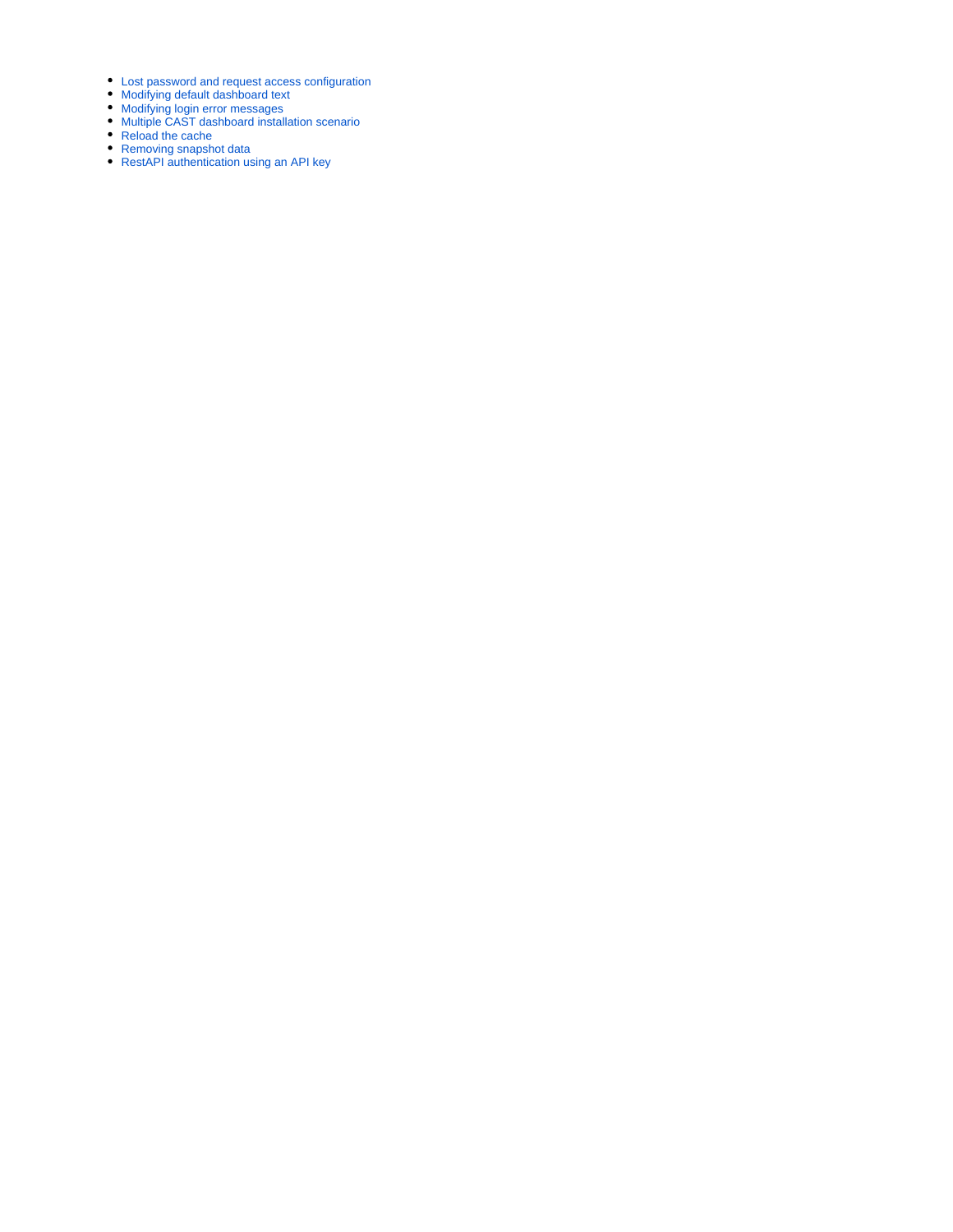- Lost password and request access configuration
- Modifying default dashboard text
- Modifying login error messages
- Multiple CAST dashboard installation scenario
- Reload the cache
- Removing snapshot data
- RestAPI authentication using an API key